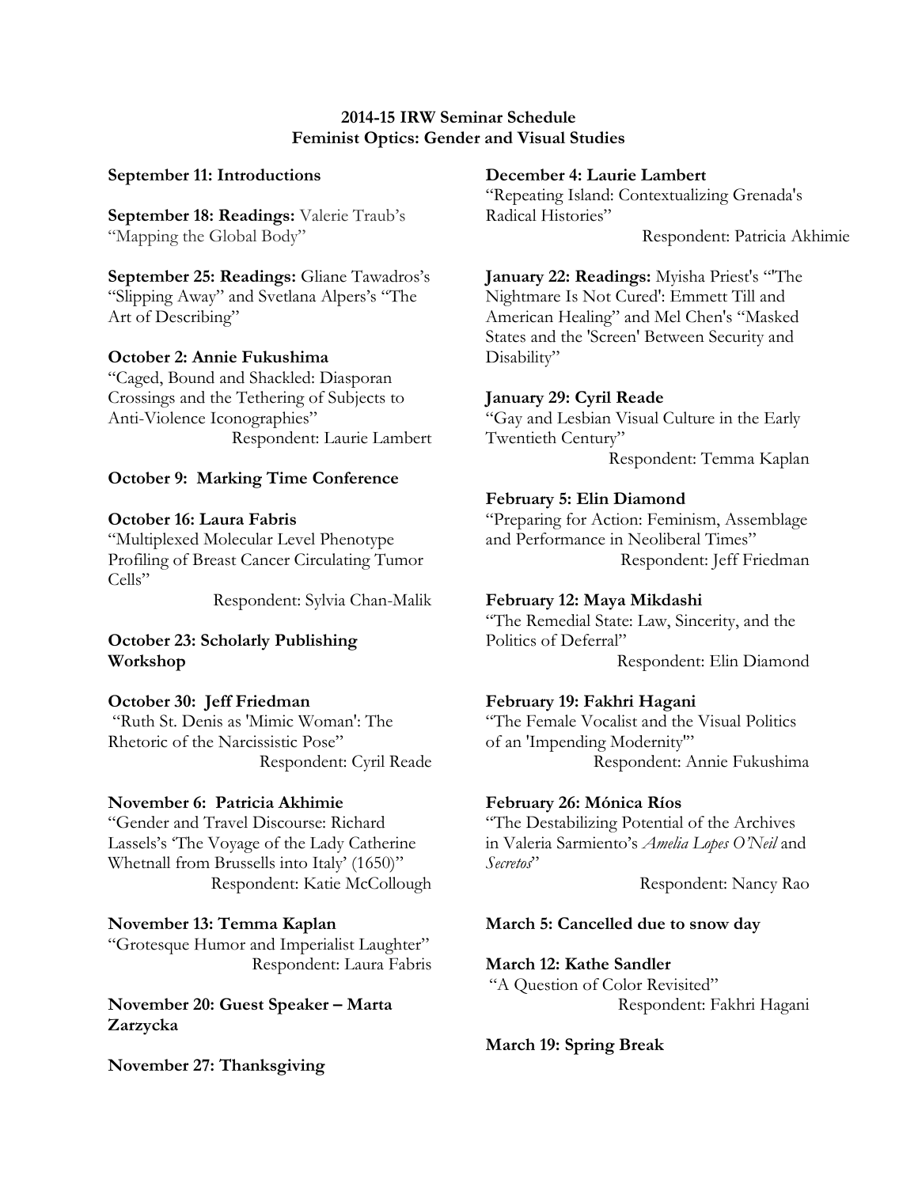**2014-15 IRW Seminar Schedule**
**Feminist Optics: Gender and Visual Studies**

**September 11: Introductions**

**September 18: Readings:** Valerie Traub's "Mapping the Global Body"

**September 25: Readings:** Gliane Tawadros's "Slipping Away" and Svetlana Alpers's "The Art of Describing"

**October 2: Annie Fukushima**
"Caged, Bound and Shackled: Diasporan Crossings and the Tethering of Subjects to Anti-Violence Iconographies"
Respondent: Laurie Lambert

**October 9: Marking Time Conference**

**October 16: Laura Fabris**
"Multiplexed Molecular Level Phenotype Profiling of Breast Cancer Circulating Tumor Cells"
Respondent: Sylvia Chan-Malik

**October 23: Scholarly Publishing Workshop**

**October 30: Jeff Friedman**
"Ruth St. Denis as 'Mimic Woman': The Rhetoric of the Narcissistic Pose"
Respondent: Cyril Reade

**November 6: Patricia Akhimie**
"Gender and Travel Discourse: Richard Lassels's 'The Voyage of the Lady Catherine Whetnall from Brussells into Italy' (1650)"
Respondent: Katie McCollough

**November 13: Temma Kaplan**
"Grotesque Humor and Imperialist Laughter"
Respondent: Laura Fabris

**November 20: Guest Speaker – Marta Zarzycka**

**November 27: Thanksgiving**

**December 4: Laurie Lambert**
"Repeating Island: Contextualizing Grenada's Radical Histories"
Respondent: Patricia Akhimie

**January 22: Readings:** Myisha Priest's "'The Nightmare Is Not Cured': Emmett Till and American Healing" and Mel Chen's "Masked States and the 'Screen' Between Security and Disability"

**January 29: Cyril Reade**
"Gay and Lesbian Visual Culture in the Early Twentieth Century"
Respondent: Temma Kaplan

**February 5: Elin Diamond**
"Preparing for Action: Feminism, Assemblage and Performance in Neoliberal Times"
Respondent: Jeff Friedman

**February 12: Maya Mikdashi**
"The Remedial State: Law, Sincerity, and the Politics of Deferral"
Respondent: Elin Diamond

**February 19: Fakhri Hagani**
"The Female Vocalist and the Visual Politics of an 'Impending Modernity'"
Respondent: Annie Fukushima

**February 26: Mónica Ríos**
"The Destabilizing Potential of the Archives in Valeria Sarmiento's *Amelia Lopes O'Neil* and *Secretos*"
Respondent: Nancy Rao

**March 5: Cancelled due to snow day**

**March 12: Kathe Sandler**
"A Question of Color Revisited"
Respondent: Fakhri Hagani

**March 19: Spring Break**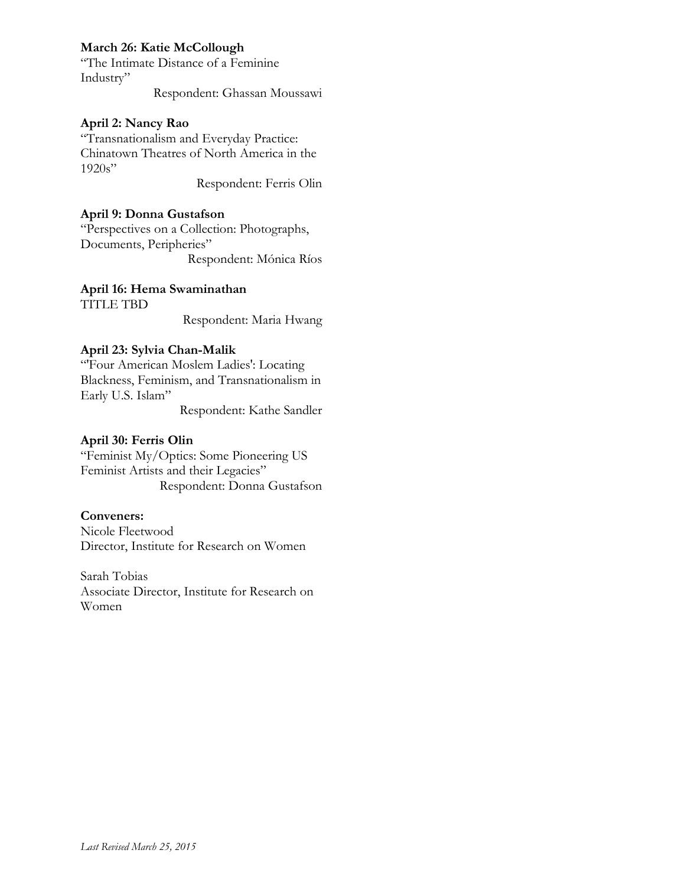**March 26: Katie McCollough**
"The Intimate Distance of a Feminine Industry"
Respondent: Ghassan Moussawi

**April 2: Nancy Rao**
"Transnationalism and Everyday Practice: Chinatown Theatres of North America in the 1920s"
Respondent: Ferris Olin

**April 9: Donna Gustafson**
"Perspectives on a Collection: Photographs, Documents, Peripheries"
Respondent: Mónica Ríos

**April 16: Hema Swaminathan**
TITLE TBD
Respondent: Maria Hwang

**April 23: Sylvia Chan-Malik**
"'Four American Moslem Ladies': Locating Blackness, Feminism, and Transnationalism in Early U.S. Islam"
Respondent: Kathe Sandler

**April 30: Ferris Olin**
"Feminist My/Optics: Some Pioneering US Feminist Artists and their Legacies"
Respondent: Donna Gustafson

**Conveners:**
Nicole Fleetwood
Director, Institute for Research on Women

Sarah Tobias
Associate Director, Institute for Research on Women

*Last Revised March 25, 2015*